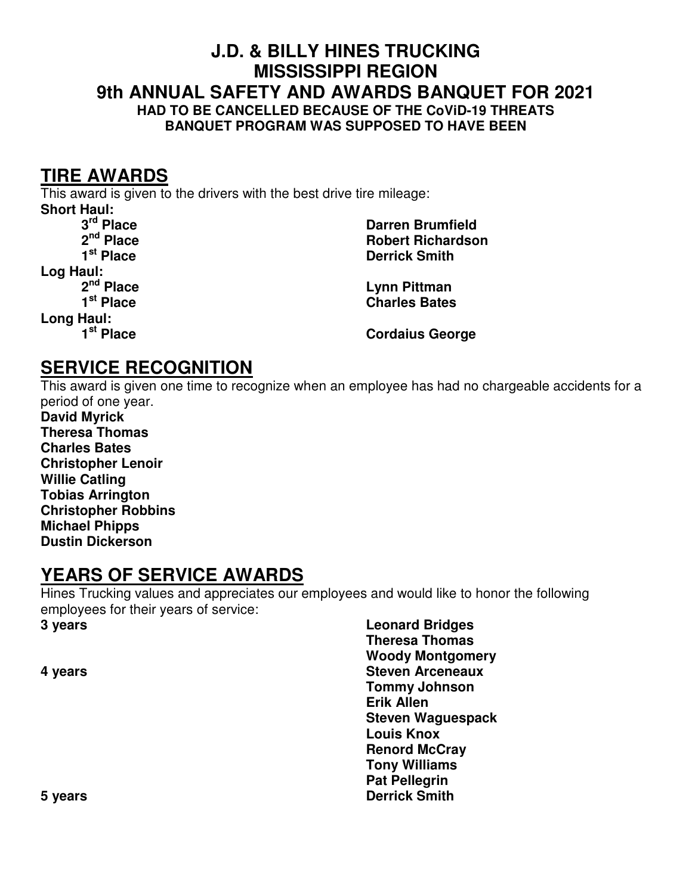# J.D. & BILLY HINES TRUCKING
# MISSISSIPPI REGION
# 9th ANNUAL SAFETY AND AWARDS BANQUET FOR 2021

**HAD TO BE CANCELLED BECAUSE OF THE CoViD-19 THREATS**
**BANQUET PROGRAM WAS SUPPOSED TO HAVE BEEN**

## TIRE AWARDS

This award is given to the drivers with the best drive tire mileage:

**Short Haul:**

| | |
|---|---|
| **3rd Place** | **Darren Brumfield** |
| **2nd Place** | **Robert Richardson** |
| **1st Place** | **Derrick Smith** |

**Log Haul:**

| | |
|---|---|
| **2nd Place** | **Lynn Pittman** |
| **1st Place** | **Charles Bates** |

**Long Haul:**

| | |
|---|---|
| **1st Place** | **Cordaius George** |

## SERVICE RECOGNITION

This award is given one time to recognize when an employee has had no chargeable accidents for a period of one year.

**David Myrick**
**Theresa Thomas**
**Charles Bates**
**Christopher Lenoir**
**Willie Catling**
**Tobias Arrington**
**Christopher Robbins**
**Michael Phipps**
**Dustin Dickerson**

## YEARS OF SERVICE AWARDS

Hines Trucking values and appreciates our employees and would like to honor the following employees for their years of service:

| | |
|---|---|
| **3 years** | **Leonard Bridges** |
| | **Theresa Thomas** |
| | **Woody Montgomery** |
| **4 years** | **Steven Arceneaux** |
| | **Tommy Johnson** |
| | **Erik Allen** |
| | **Steven Waguespack** |
| | **Louis Knox** |
| | **Renord McCray** |
| | **Tony Williams** |
| | **Pat Pellegrin** |
| **5 years** | **Derrick Smith** |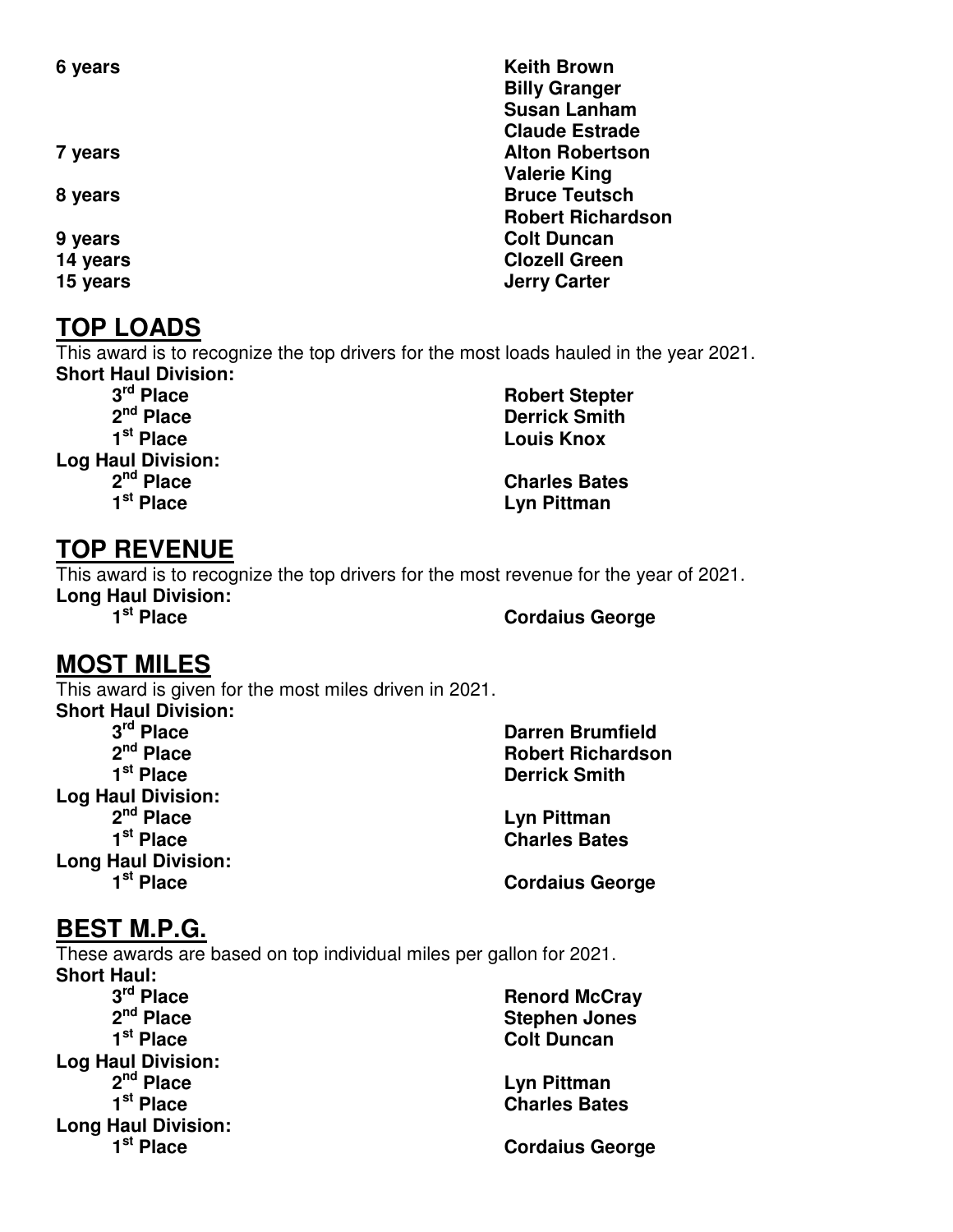| | |
|---|---|
| **6 years** | **Keith Brown** |
| | **Billy Granger** |
| | **Susan Lanham** |
| | **Claude Estrade** |
| **7 years** | **Alton Robertson** |
| | **Valerie King** |
| **8 years** | **Bruce Teutsch** |
| | **Robert Richardson** |
| **9 years** | **Colt Duncan** |
| **14 years** | **Clozell Green** |
| **15 years** | **Jerry Carter** |

## TOP LOADS

This award is to recognize the top drivers for the most loads hauled in the year 2021.

**Short Haul Division:**

| | |
|---|---|
| **3rd Place** | **Robert Stepter** |
| **2nd Place** | **Derrick Smith** |
| **1st Place** | **Louis Knox** |

**Log Haul Division:**

| | |
|---|---|
| **2nd Place** | **Charles Bates** |
| **1st Place** | **Lyn Pittman** |

## TOP REVENUE

This award is to recognize the top drivers for the most revenue for the year of 2021.

**Long Haul Division:**

| | |
|---|---|
| **1st Place** | **Cordaius George** |

## MOST MILES

This award is given for the most miles driven in 2021.

**Short Haul Division:**

| | |
|---|---|
| **3rd Place** | **Darren Brumfield** |
| **2nd Place** | **Robert Richardson** |
| **1st Place** | **Derrick Smith** |

**Log Haul Division:**

| | |
|---|---|
| **2nd Place** | **Lyn Pittman** |
| **1st Place** | **Charles Bates** |

**Long Haul Division:**

| | |
|---|---|
| **1st Place** | **Cordaius George** |

## BEST M.P.G.

These awards are based on top individual miles per gallon for 2021.

**Short Haul:**

| | |
|---|---|
| **3rd Place** | **Renord McCray** |
| **2nd Place** | **Stephen Jones** |
| **1st Place** | **Colt Duncan** |

**Log Haul Division:**

| | |
|---|---|
| **2nd Place** | **Lyn Pittman** |
| **1st Place** | **Charles Bates** |

**Long Haul Division:**

| | |
|---|---|
| **1st Place** | **Cordaius George** |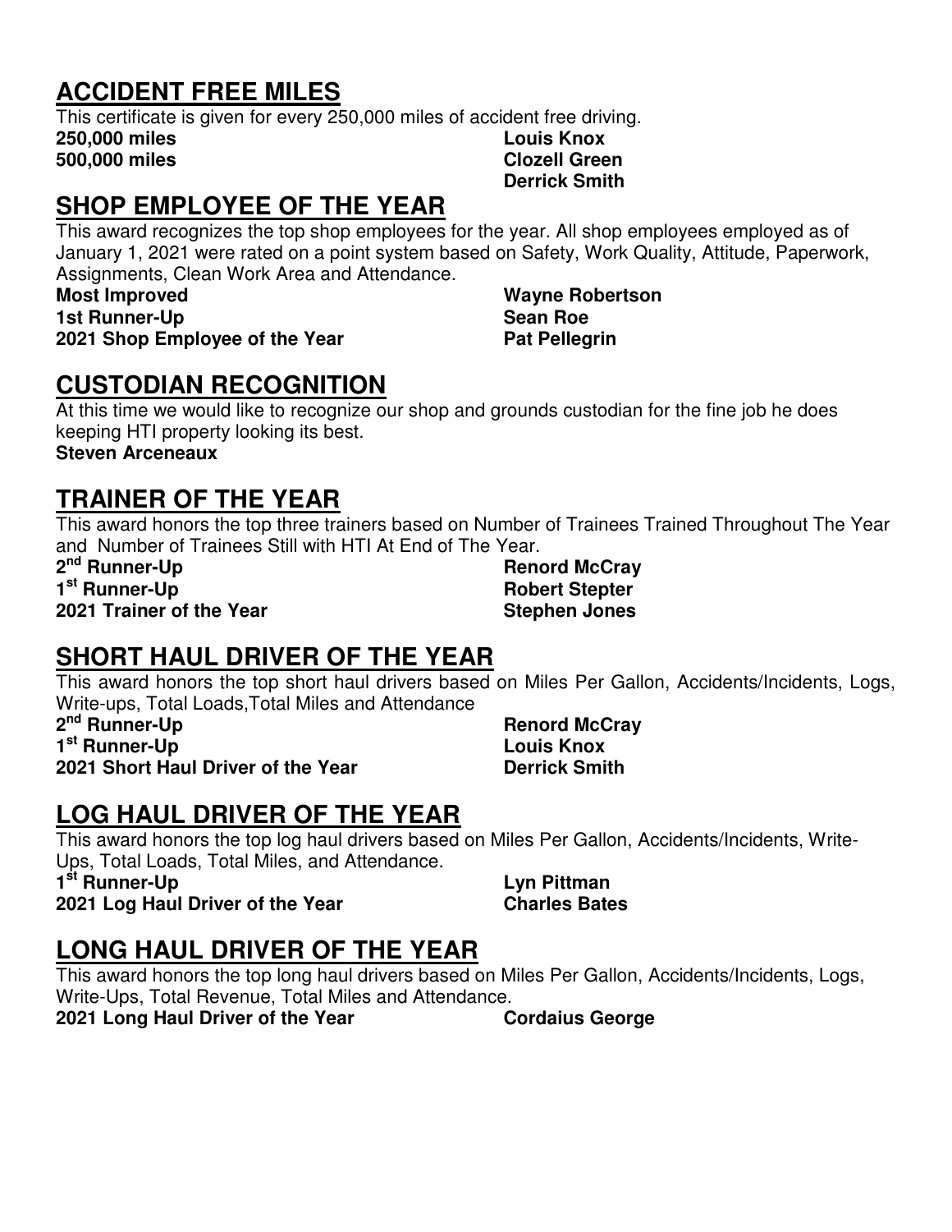## ACCIDENT FREE MILES

This certificate is given for every 250,000 miles of accident free driving.

| | |
|---|---|
| **250,000 miles** | **Louis Knox** |
| **500,000 miles** | **Clozell Green** |
| | **Derrick Smith** |

## SHOP EMPLOYEE OF THE YEAR

This award recognizes the top shop employees for the year. All shop employees employed as of January 1, 2021 were rated on a point system based on Safety, Work Quality, Attitude, Paperwork, Assignments, Clean Work Area and Attendance.

| | |
|---|---|
| **Most Improved** | **Wayne Robertson** |
| **1st Runner-Up** | **Sean Roe** |
| **2021 Shop Employee of the Year** | **Pat Pellegrin** |

## CUSTODIAN RECOGNITION

At this time we would like to recognize our shop and grounds custodian for the fine job he does keeping HTI property looking its best.

**Steven Arceneaux**

## TRAINER OF THE YEAR

This award honors the top three trainers based on Number of Trainees Trained Throughout The Year and Number of Trainees Still with HTI At End of The Year.

| | |
|---|---|
| **2nd Runner-Up** | **Renord McCray** |
| **1st Runner-Up** | **Robert Stepter** |
| **2021 Trainer of the Year** | **Stephen Jones** |

## SHORT HAUL DRIVER OF THE YEAR

This award honors the top short haul drivers based on Miles Per Gallon, Accidents/Incidents, Logs, Write-ups, Total Loads,Total Miles and Attendance

| | |
|---|---|
| **2nd Runner-Up** | **Renord McCray** |
| **1st Runner-Up** | **Louis Knox** |
| **2021 Short Haul Driver of the Year** | **Derrick Smith** |

## LOG HAUL DRIVER OF THE YEAR

This award honors the top log haul drivers based on Miles Per Gallon, Accidents/Incidents, Write-Ups, Total Loads, Total Miles, and Attendance.

| | |
|---|---|
| **1st Runner-Up** | **Lyn Pittman** |
| **2021 Log Haul Driver of the Year** | **Charles Bates** |

## LONG HAUL DRIVER OF THE YEAR

This award honors the top long haul drivers based on Miles Per Gallon, Accidents/Incidents, Logs, Write-Ups, Total Revenue, Total Miles and Attendance.

| | |
|---|---|
| **2021 Long Haul Driver of the Year** | **Cordaius George** |